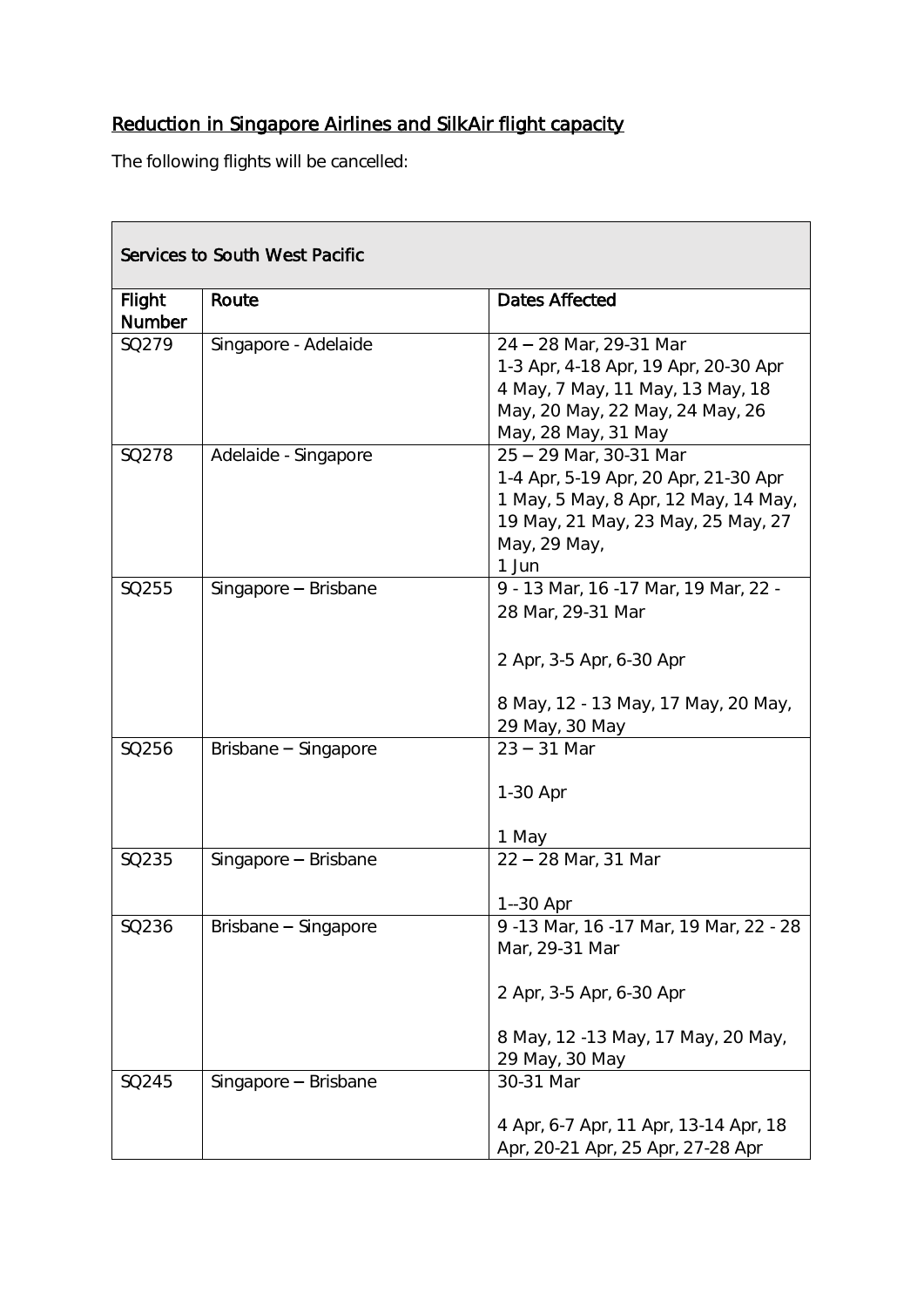<u>Reduction in Singapore Airlines and SilkAir flight capacity</u>

The following flights will be cancelled:

| Services to South West Pacific | | |
|---|---|---|
| **Flight Number** | **Route** | **Dates Affected** |
| SQ279 | Singapore - Adelaide | 24 – 28 Mar, 29-31 Mar<br>1-3 Apr, 4-18 Apr, 19 Apr, 20-30 Apr<br>4 May, 7 May, 11 May, 13 May, 18 May, 20 May, 22 May, 24 May, 26 May, 28 May, 31 May |
| SQ278 | Adelaide - Singapore | 25 – 29 Mar, 30-31 Mar<br>1-4 Apr, 5-19 Apr, 20 Apr, 21-30 Apr<br>1 May, 5 May, 8 Apr, 12 May, 14 May, 19 May, 21 May, 23 May, 25 May, 27 May, 29 May,<br>1 Jun |
| SQ255 | Singapore – Brisbane | 9 - 13 Mar, 16 -17 Mar, 19 Mar, 22 - 28 Mar, 29-31 Mar<br><br>2 Apr, 3-5 Apr, 6-30 Apr<br><br>8 May, 12 - 13 May, 17 May, 20 May, 29 May, 30 May |
| SQ256 | Brisbane – Singapore | 23 – 31 Mar<br><br>1-30 Apr<br><br>1 May |
| SQ235 | Singapore – Brisbane | 22 – 28 Mar, 31 Mar<br><br>1--30 Apr |
| SQ236 | Brisbane – Singapore | 9 -13 Mar, 16 -17 Mar, 19 Mar, 22 - 28 Mar, 29-31 Mar<br><br>2 Apr, 3-5 Apr, 6-30 Apr<br><br>8 May, 12 -13 May, 17 May, 20 May, 29 May, 30 May |
| SQ245 | Singapore – Brisbane | 30-31 Mar<br><br>4 Apr, 6-7 Apr, 11 Apr, 13-14 Apr, 18 Apr, 20-21 Apr, 25 Apr, 27-28 Apr |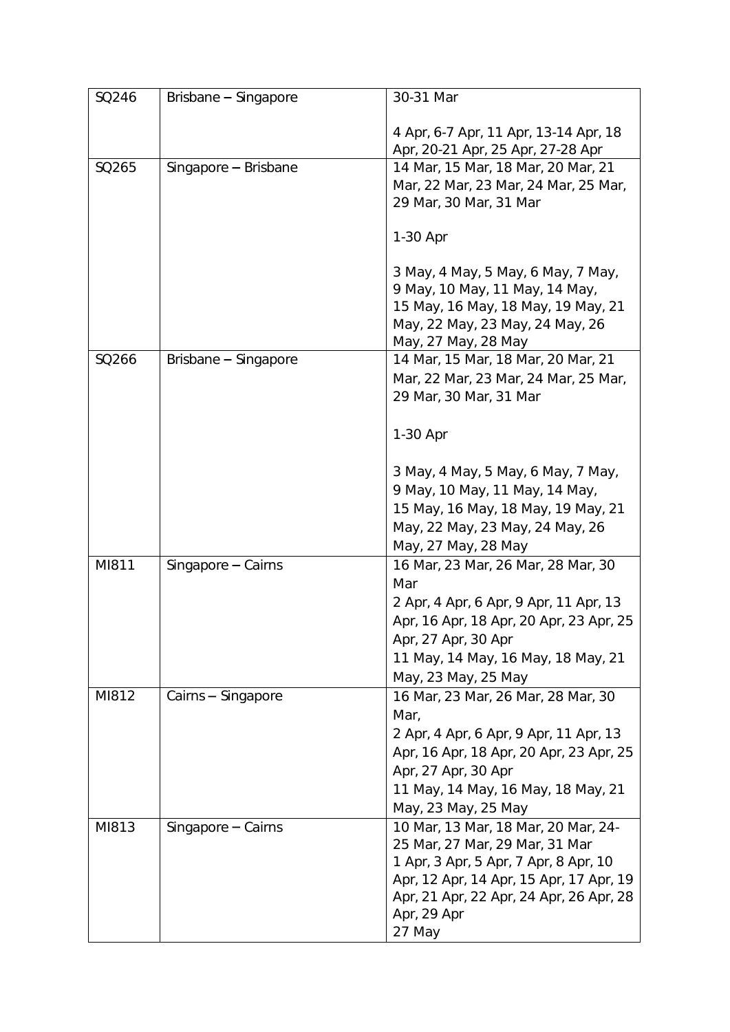| SQ246 | Brisbane – Singapore | 30-31 Mar<br><br>4 Apr, 6-7 Apr, 11 Apr, 13-14 Apr, 18 Apr, 20-21 Apr, 25 Apr, 27-28 Apr |
|---|---|---|
| SQ265 | Singapore – Brisbane | 14 Mar, 15 Mar, 18 Mar, 20 Mar, 21 Mar, 22 Mar, 23 Mar, 24 Mar, 25 Mar, 29 Mar, 30 Mar, 31 Mar<br><br>1-30 Apr<br><br>3 May, 4 May, 5 May, 6 May, 7 May, 9 May, 10 May, 11 May, 14 May, 15 May, 16 May, 18 May, 19 May, 21 May, 22 May, 23 May, 24 May, 26 May, 27 May, 28 May |
| SQ266 | Brisbane – Singapore | 14 Mar, 15 Mar, 18 Mar, 20 Mar, 21 Mar, 22 Mar, 23 Mar, 24 Mar, 25 Mar, 29 Mar, 30 Mar, 31 Mar<br><br>1-30 Apr<br><br>3 May, 4 May, 5 May, 6 May, 7 May, 9 May, 10 May, 11 May, 14 May, 15 May, 16 May, 18 May, 19 May, 21 May, 22 May, 23 May, 24 May, 26 May, 27 May, 28 May |
| MI811 | Singapore – Cairns | 16 Mar, 23 Mar, 26 Mar, 28 Mar, 30 Mar<br>2 Apr, 4 Apr, 6 Apr, 9 Apr, 11 Apr, 13 Apr, 16 Apr, 18 Apr, 20 Apr, 23 Apr, 25 Apr, 27 Apr, 30 Apr<br>11 May, 14 May, 16 May, 18 May, 21 May, 23 May, 25 May |
| MI812 | Cairns – Singapore | 16 Mar, 23 Mar, 26 Mar, 28 Mar, 30 Mar,<br>2 Apr, 4 Apr, 6 Apr, 9 Apr, 11 Apr, 13 Apr, 16 Apr, 18 Apr, 20 Apr, 23 Apr, 25 Apr, 27 Apr, 30 Apr<br>11 May, 14 May, 16 May, 18 May, 21 May, 23 May, 25 May |
| MI813 | Singapore – Cairns | 10 Mar, 13 Mar, 18 Mar, 20 Mar, 24-25 Mar, 27 Mar, 29 Mar, 31 Mar<br>1 Apr, 3 Apr, 5 Apr, 7 Apr, 8 Apr, 10 Apr, 12 Apr, 14 Apr, 15 Apr, 17 Apr, 19 Apr, 21 Apr, 22 Apr, 24 Apr, 26 Apr, 28 Apr, 29 Apr<br>27 May |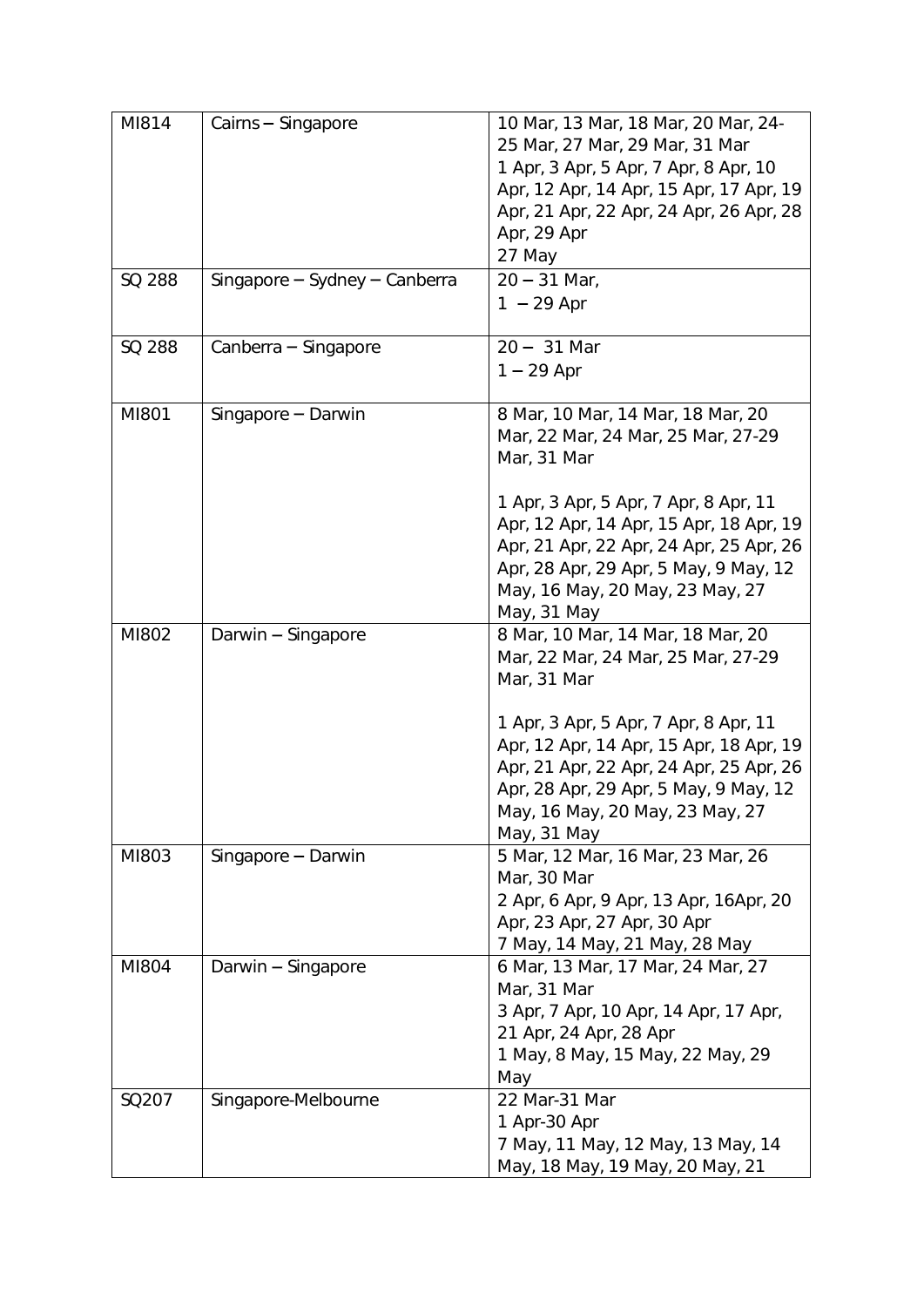| MI814 | Cairns – Singapore | 10 Mar, 13 Mar, 18 Mar, 20 Mar, 24-25 Mar, 27 Mar, 29 Mar, 31 Mar<br>1 Apr, 3 Apr, 5 Apr, 7 Apr, 8 Apr, 10 Apr, 12 Apr, 14 Apr, 15 Apr, 17 Apr, 19 Apr, 21 Apr, 22 Apr, 24 Apr, 26 Apr, 28 Apr, 29 Apr<br>27 May |
|---|---|---|
| SQ 288 | Singapore – Sydney – Canberra | 20 – 31 Mar,<br>1 – 29 Apr |
| SQ 288 | Canberra – Singapore | 20 – 31 Mar<br>1 – 29 Apr |
| MI801 | Singapore – Darwin | 8 Mar, 10 Mar, 14 Mar, 18 Mar, 20 Mar, 22 Mar, 24 Mar, 25 Mar, 27-29 Mar, 31 Mar<br><br>1 Apr, 3 Apr, 5 Apr, 7 Apr, 8 Apr, 11 Apr, 12 Apr, 14 Apr, 15 Apr, 18 Apr, 19 Apr, 21 Apr, 22 Apr, 24 Apr, 25 Apr, 26 Apr, 28 Apr, 29 Apr, 5 May, 9 May, 12 May, 16 May, 20 May, 23 May, 27 May, 31 May |
| MI802 | Darwin – Singapore | 8 Mar, 10 Mar, 14 Mar, 18 Mar, 20 Mar, 22 Mar, 24 Mar, 25 Mar, 27-29 Mar, 31 Mar<br><br>1 Apr, 3 Apr, 5 Apr, 7 Apr, 8 Apr, 11 Apr, 12 Apr, 14 Apr, 15 Apr, 18 Apr, 19 Apr, 21 Apr, 22 Apr, 24 Apr, 25 Apr, 26 Apr, 28 Apr, 29 Apr, 5 May, 9 May, 12 May, 16 May, 20 May, 23 May, 27 May, 31 May |
| MI803 | Singapore – Darwin | 5 Mar, 12 Mar, 16 Mar, 23 Mar, 26 Mar, 30 Mar<br>2 Apr, 6 Apr, 9 Apr, 13 Apr, 16Apr, 20 Apr, 23 Apr, 27 Apr, 30 Apr<br>7 May, 14 May, 21 May, 28 May |
| MI804 | Darwin – Singapore | 6 Mar, 13 Mar, 17 Mar, 24 Mar, 27 Mar, 31 Mar<br>3 Apr, 7 Apr, 10 Apr, 14 Apr, 17 Apr, 21 Apr, 24 Apr, 28 Apr<br>1 May, 8 May, 15 May, 22 May, 29 May |
| SQ207 | Singapore-Melbourne | 22 Mar-31 Mar<br>1 Apr-30 Apr<br>7 May, 11 May, 12 May, 13 May, 14 May, 18 May, 19 May, 20 May, 21 |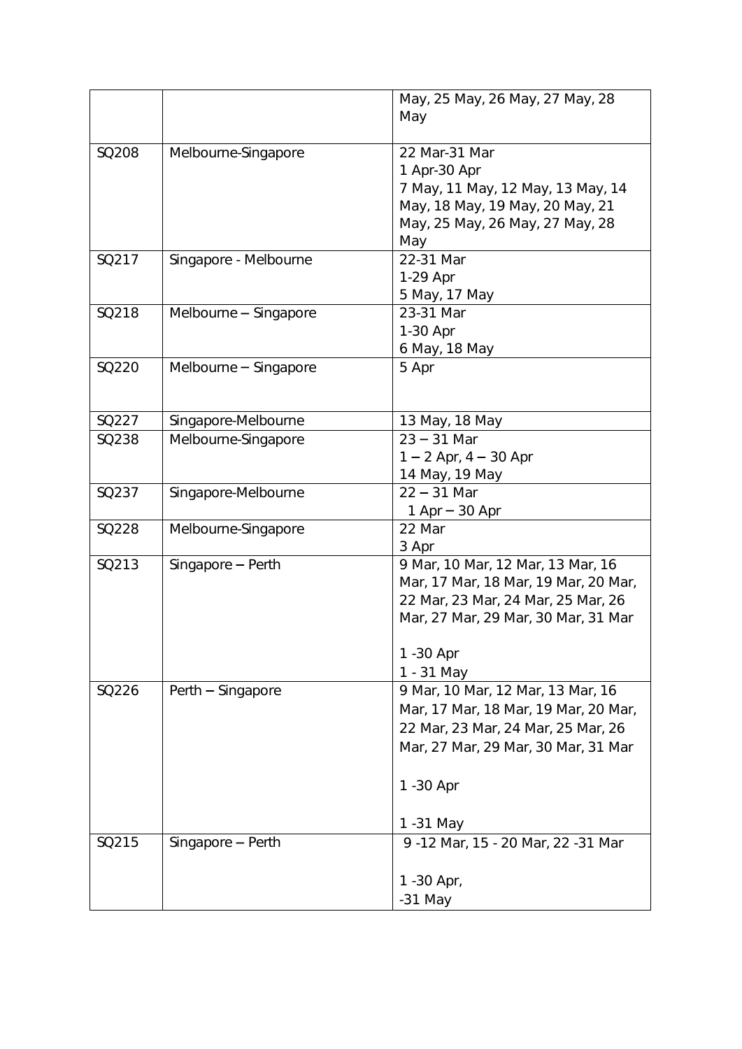| | | May, 25 May, 26 May, 27 May, 28 May |
|---|---|---|
| SQ208 | Melbourne-Singapore | 22 Mar-31 Mar<br>1 Apr-30 Apr<br>7 May, 11 May, 12 May, 13 May, 14 May, 18 May, 19 May, 20 May, 21 May, 25 May, 26 May, 27 May, 28 May |
| SQ217 | Singapore - Melbourne | 22-31 Mar<br>1-29 Apr<br>5 May, 17 May |
| SQ218 | Melbourne – Singapore | 23-31 Mar<br>1-30 Apr<br>6 May, 18 May |
| SQ220 | Melbourne – Singapore | 5 Apr |
| SQ227 | Singapore-Melbourne | 13 May, 18 May |
| SQ238 | Melbourne-Singapore | 23 – 31 Mar<br>1 – 2 Apr, 4 – 30 Apr<br>14 May, 19 May |
| SQ237 | Singapore-Melbourne | 22 – 31 Mar<br>1 Apr – 30 Apr |
| SQ228 | Melbourne-Singapore | 22 Mar<br>3 Apr |
| SQ213 | Singapore – Perth | 9 Mar, 10 Mar, 12 Mar, 13 Mar, 16 Mar, 17 Mar, 18 Mar, 19 Mar, 20 Mar, 22 Mar, 23 Mar, 24 Mar, 25 Mar, 26 Mar, 27 Mar, 29 Mar, 30 Mar, 31 Mar<br><br>1 -30 Apr<br>1 - 31 May |
| SQ226 | Perth – Singapore | 9 Mar, 10 Mar, 12 Mar, 13 Mar, 16 Mar, 17 Mar, 18 Mar, 19 Mar, 20 Mar, 22 Mar, 23 Mar, 24 Mar, 25 Mar, 26 Mar, 27 Mar, 29 Mar, 30 Mar, 31 Mar<br><br>1 -30 Apr<br><br>1 -31 May |
| SQ215 | Singapore – Perth | 9 -12 Mar, 15 - 20 Mar, 22 -31 Mar<br><br>1 -30 Apr,<br>-31 May |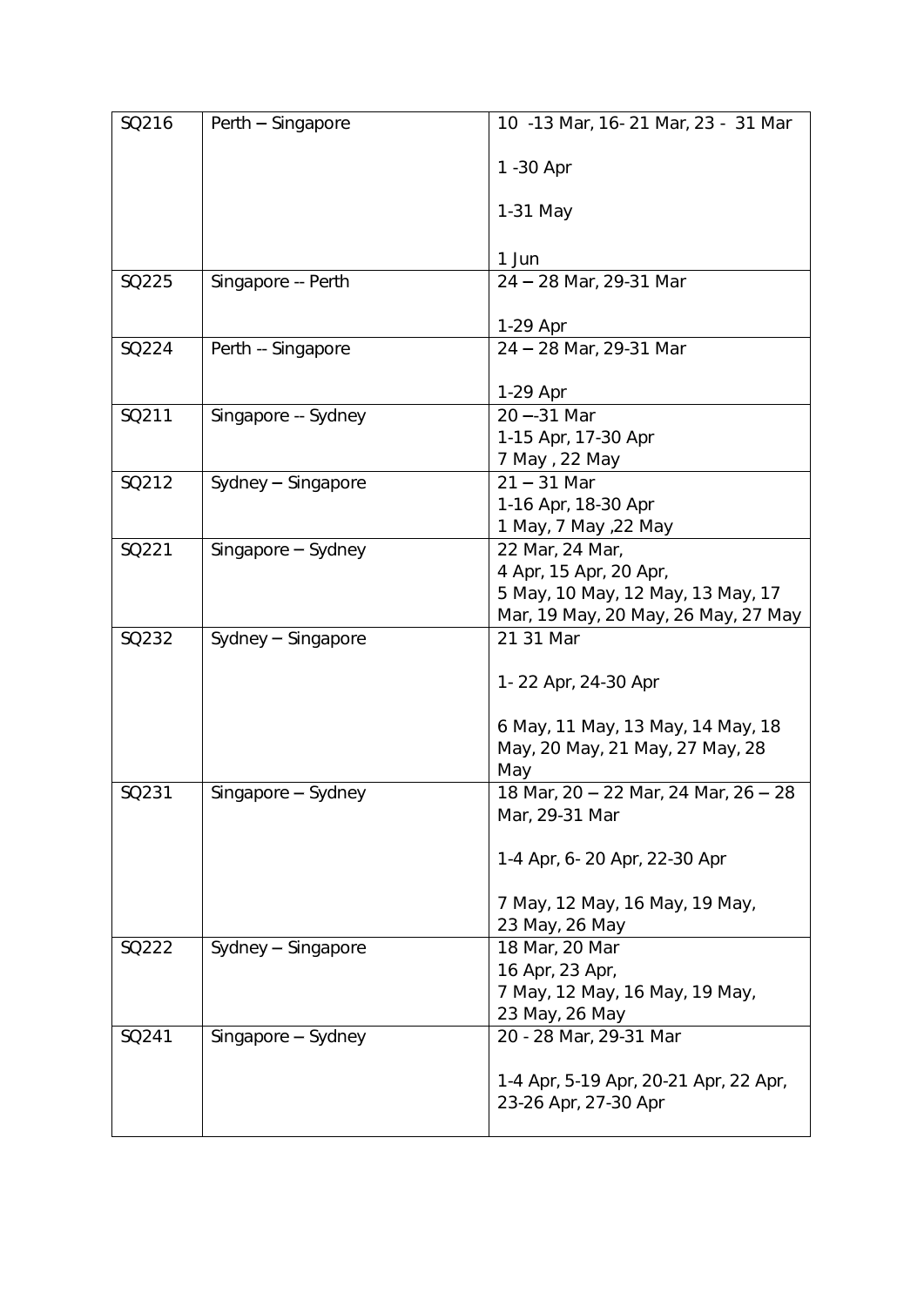| SQ216 | Perth – Singapore | 10 -13 Mar, 16- 21 Mar, 23 - 31 Mar<br><br>1 -30 Apr<br><br>1-31 May<br><br>1 Jun |
|---|---|---|
| SQ225 | Singapore -- Perth | 24 – 28 Mar, 29-31 Mar<br><br>1-29 Apr |
| SQ224 | Perth -- Singapore | 24 – 28 Mar, 29-31 Mar<br><br>1-29 Apr |
| SQ211 | Singapore -- Sydney | 20 –-31 Mar<br>1-15 Apr, 17-30 Apr<br>7 May , 22 May |
| SQ212 | Sydney – Singapore | 21 – 31 Mar<br>1-16 Apr, 18-30 Apr<br>1 May, 7 May ,22 May |
| SQ221 | Singapore – Sydney | 22 Mar, 24 Mar,<br>4 Apr, 15 Apr, 20 Apr,<br>5 May, 10 May, 12 May, 13 May, 17 Mar, 19 May, 20 May, 26 May, 27 May |
| SQ232 | Sydney – Singapore | 21 31 Mar<br><br>1- 22 Apr, 24-30 Apr<br><br>6 May, 11 May, 13 May, 14 May, 18 May, 20 May, 21 May, 27 May, 28 May |
| SQ231 | Singapore – Sydney | 18 Mar, 20 – 22 Mar, 24 Mar, 26 – 28 Mar, 29-31 Mar<br><br>1-4 Apr, 6- 20 Apr, 22-30 Apr<br><br>7 May, 12 May, 16 May, 19 May, 23 May, 26 May |
| SQ222 | Sydney – Singapore | 18 Mar, 20 Mar<br>16 Apr, 23 Apr,<br>7 May, 12 May, 16 May, 19 May, 23 May, 26 May |
| SQ241 | Singapore – Sydney | 20 - 28 Mar, 29-31 Mar<br><br>1-4 Apr, 5-19 Apr, 20-21 Apr, 22 Apr, 23-26 Apr, 27-30 Apr |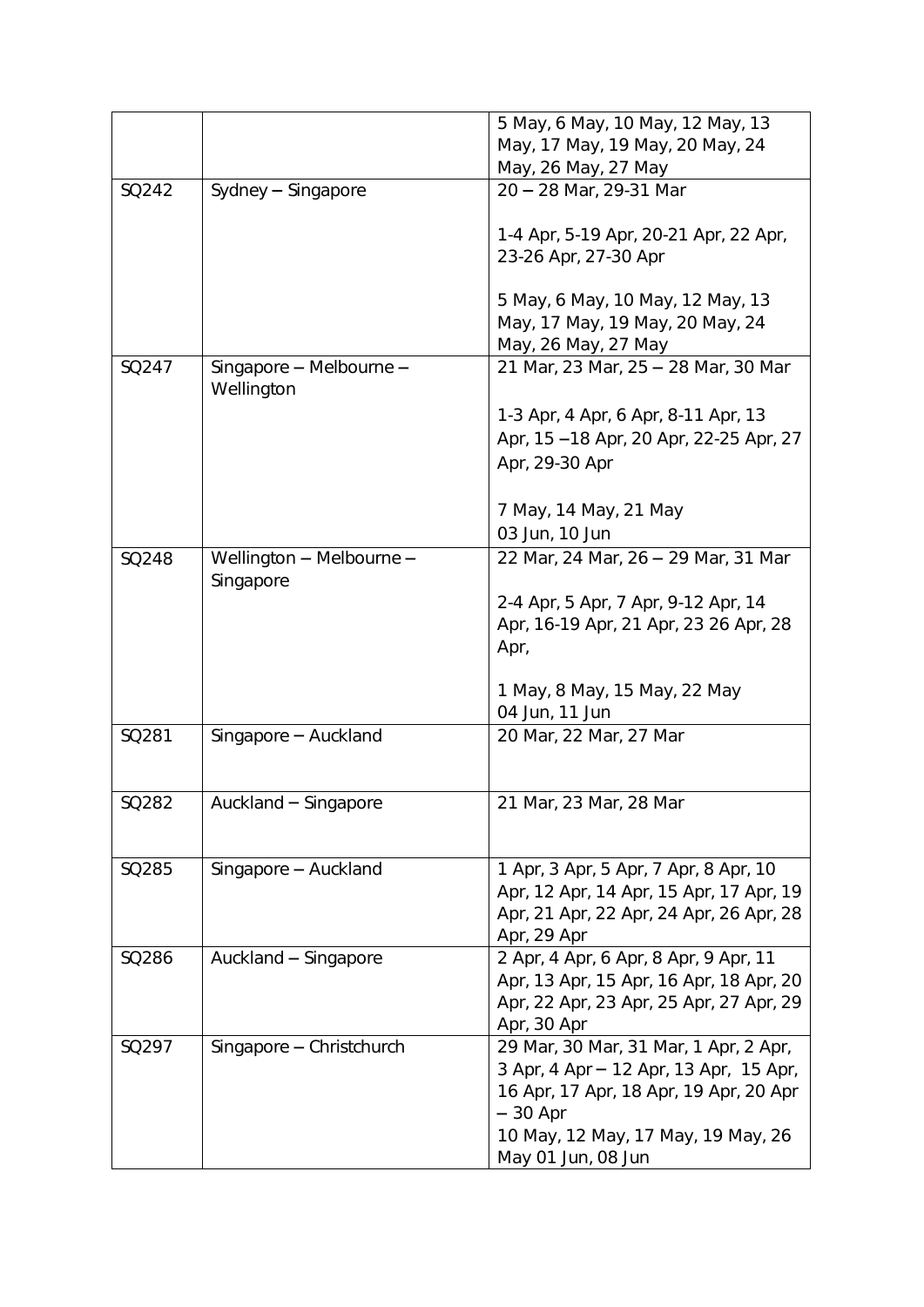| | | |
|---|---|---|
| | | 5 May, 6 May, 10 May, 12 May, 13 May, 17 May, 19 May, 20 May, 24 May, 26 May, 27 May |
| SQ242 | Sydney – Singapore | 20 – 28 Mar, 29-31 Mar<br><br>1-4 Apr, 5-19 Apr, 20-21 Apr, 22 Apr, 23-26 Apr, 27-30 Apr<br><br>5 May, 6 May, 10 May, 12 May, 13 May, 17 May, 19 May, 20 May, 24 May, 26 May, 27 May |
| SQ247 | Singapore – Melbourne – Wellington | 21 Mar, 23 Mar, 25 – 28 Mar, 30 Mar<br><br>1-3 Apr, 4 Apr, 6 Apr, 8-11 Apr, 13 Apr, 15 –18 Apr, 20 Apr, 22-25 Apr, 27 Apr, 29-30 Apr<br><br>7 May, 14 May, 21 May<br>03 Jun, 10 Jun |
| SQ248 | Wellington – Melbourne – Singapore | 22 Mar, 24 Mar, 26 – 29 Mar, 31 Mar<br><br>2-4 Apr, 5 Apr, 7 Apr, 9-12 Apr, 14 Apr, 16-19 Apr, 21 Apr, 23 26 Apr, 28 Apr,<br><br>1 May, 8 May, 15 May, 22 May<br>04 Jun, 11 Jun |
| SQ281 | Singapore – Auckland | 20 Mar, 22 Mar, 27 Mar |
| SQ282 | Auckland – Singapore | 21 Mar, 23 Mar, 28 Mar |
| SQ285 | Singapore – Auckland | 1 Apr, 3 Apr, 5 Apr, 7 Apr, 8 Apr, 10 Apr, 12 Apr, 14 Apr, 15 Apr, 17 Apr, 19 Apr, 21 Apr, 22 Apr, 24 Apr, 26 Apr, 28 Apr, 29 Apr |
| SQ286 | Auckland – Singapore | 2 Apr, 4 Apr, 6 Apr, 8 Apr, 9 Apr, 11 Apr, 13 Apr, 15 Apr, 16 Apr, 18 Apr, 20 Apr, 22 Apr, 23 Apr, 25 Apr, 27 Apr, 29 Apr, 30 Apr |
| SQ297 | Singapore – Christchurch | 29 Mar, 30 Mar, 31 Mar, 1 Apr, 2 Apr, 3 Apr, 4 Apr – 12 Apr, 13 Apr, 15 Apr, 16 Apr, 17 Apr, 18 Apr, 19 Apr, 20 Apr – 30 Apr<br>10 May, 12 May, 17 May, 19 May, 26 May 01 Jun, 08 Jun |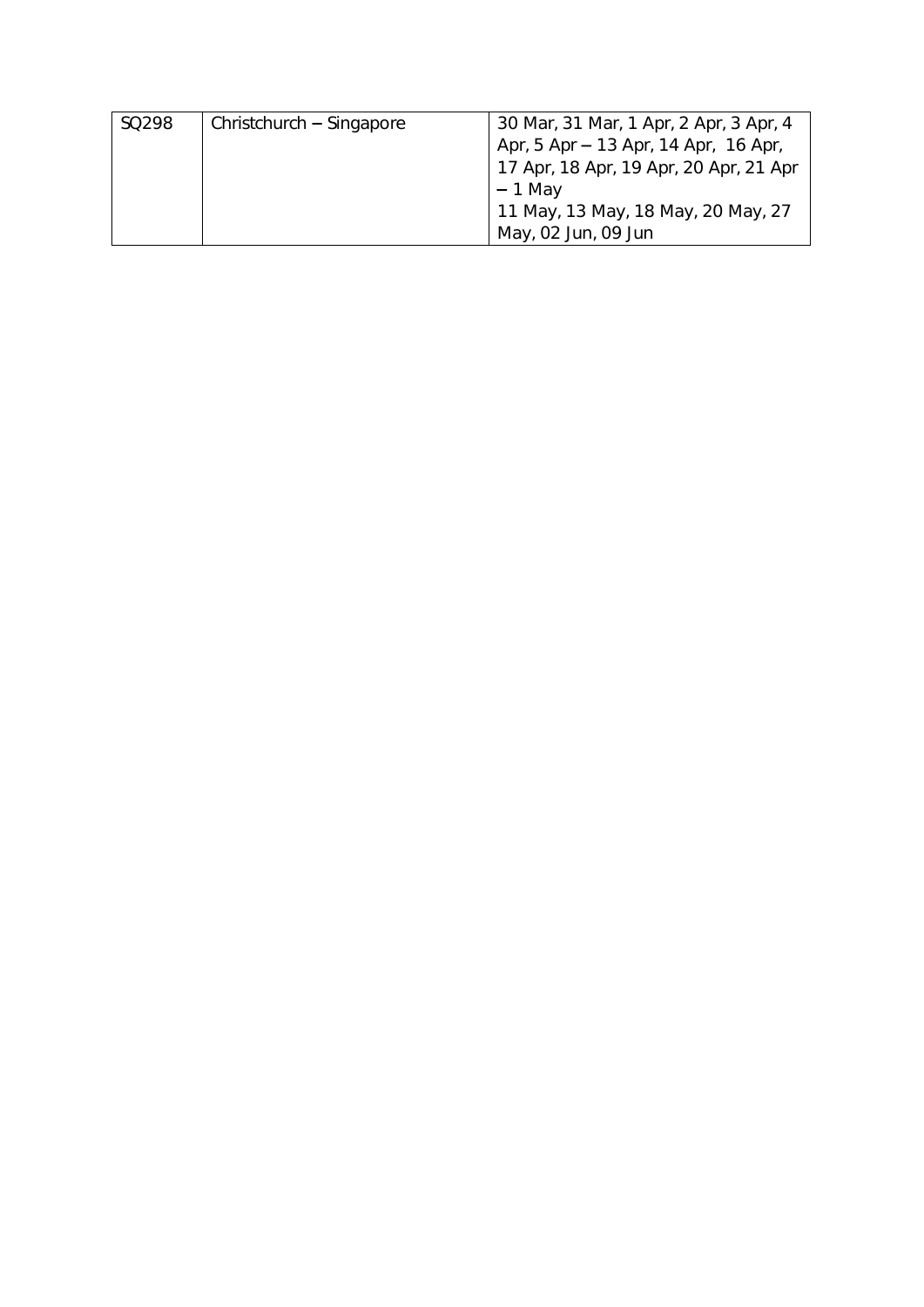| | | |
|---|---|---|
| SQ298 | Christchurch – Singapore | 30 Mar, 31 Mar, 1 Apr, 2 Apr, 3 Apr, 4 Apr, 5 Apr – 13 Apr, 14 Apr, 16 Apr, 17 Apr, 18 Apr, 19 Apr, 20 Apr, 21 Apr – 1 May<br>11 May, 13 May, 18 May, 20 May, 27 May, 02 Jun, 09 Jun |